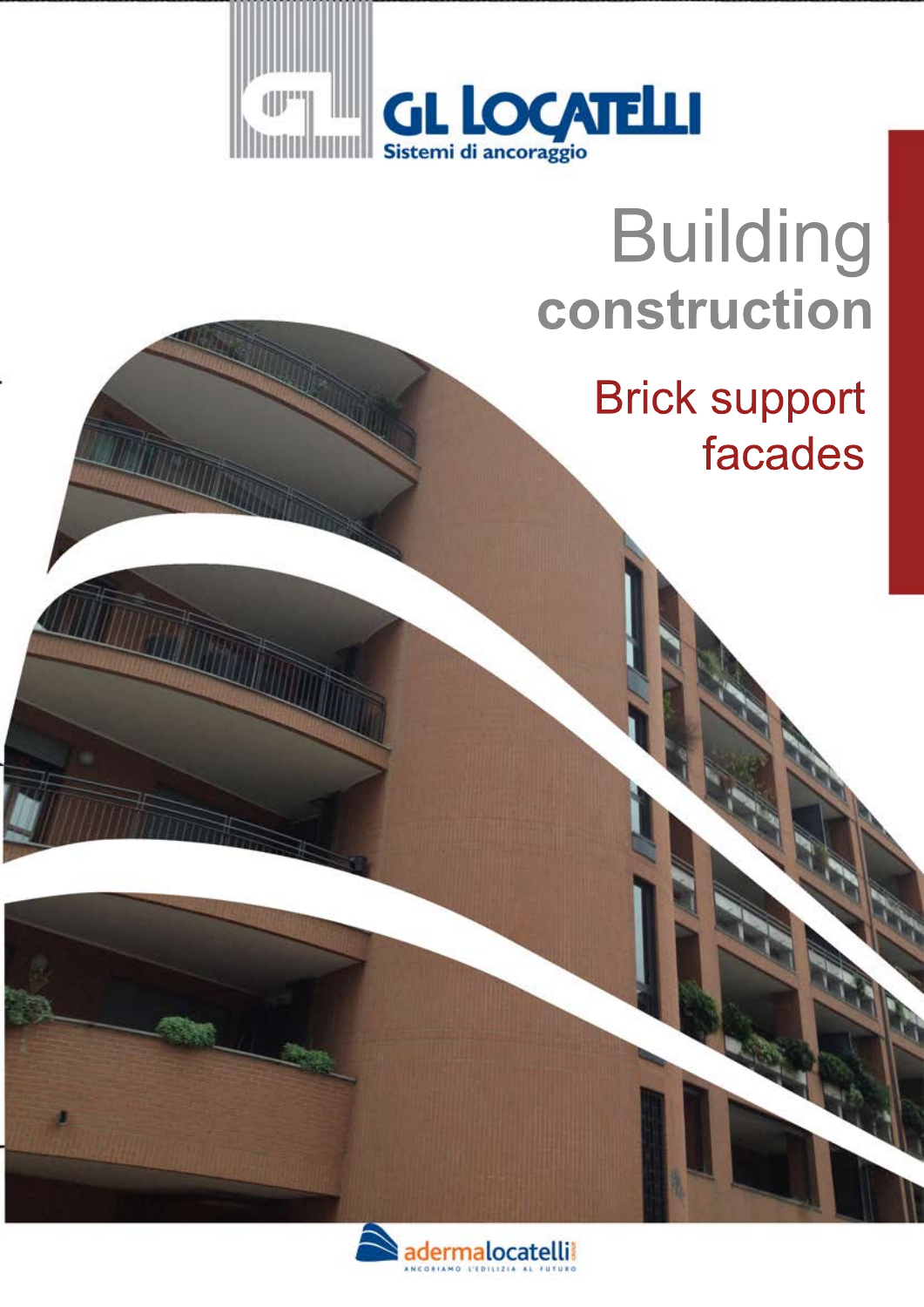GL LOCATELLI

Sistemi di ancoraggio

# Building construction

## Brick support facades

adermalocatelli

ANCORIAMO L'EDILIZIA AL FUTURO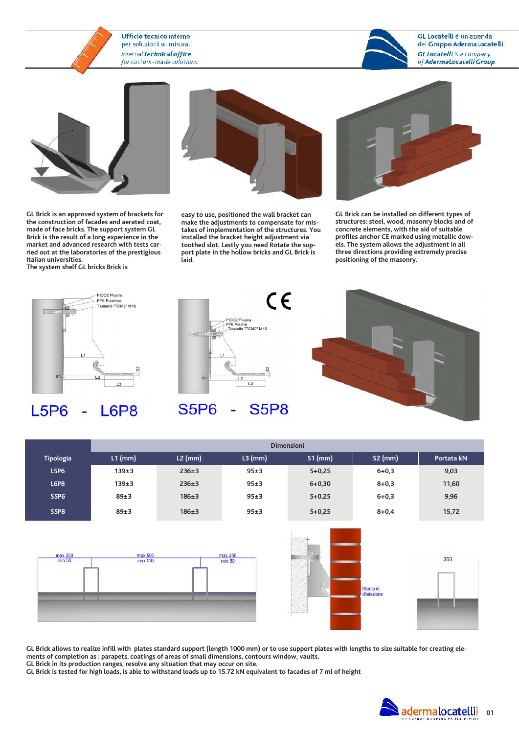Ufficio tecnico interno per soluzioni su misura.
*Internal technical office for custom-made solutions.*

GL Locatelli è un'azienda del Gruppo AdermaLocatelli.
*GL Locatelli is a company of AdermaLocatelli Group.*

**GL Brick is an approved system of brackets for the construction of facades and aerated coat, made of face bricks. The support system GL Brick is the result of a long experience in the market and advanced research with tests carried out at the laboratories of the prestigious Italian universities.
The system shelf GL bricks Brick is easy to use, positioned the wall bracket can make the adjustments to compensate for mistakes of implementation of the structures. You installed the bracket height adjustment via toothed slot. Lastly you need Rotate the support plate in the hollow bricks and GL Brick is laid.**

**GL Brick can be installed on different types of structures: steel, wood, masonry blocks and of concrete elements, with the aid of suitable profiles anchor CE marked using metallic dowels. The system allows the adjustment in all three directions providing extremely precise positioning of the masonry.**

PICC2 Piastra
PY6 Piastrina
Tassello "TCM2" M16

## L5P6 - L6P8

## S5P6 - S5P8

| Tipologia | Dimensioni | | | | | |
|---|---|---|---|---|---|---|
| | L1 (mm) | L2 (mm) | L3 (mm) | S1 (mm) | S2 (mm) | Portata kN |
| L5P6 | 139±3 | 236±3 | 95±3 | 5+0,25 | 6+0,3 | 9,03 |
| L6P8 | 139±3 | 236±3 | 95±3 | 6+0,30 | 8+0,3 | 11,60 |
| S5P6 | 89±3 | 186±3 | 95±3 | 5+0,25 | 6+0,3 | 9,96 |
| S5P8 | 89±3 | 186±3 | 95±3 | 5+0,25 | 8+0,4 | 15,72 |

max 250 min 50 — max 500 min 150 — max 250 min 50

Giunto di dilatazione

250

**GL Brick allows to realize infill with plates standard support (length 1000 mm) or to use support plates with lengths to size suitable for creating elements of completion as : parapets, coatings of areas of small dimensions, contours window, vaults.
GL Brick in its production ranges, resolve any situation that may occur on site.
GL Brick is tested for high loads, is able to withstand loads up to 15.72 kN equivalent to facades of 7 ml of height**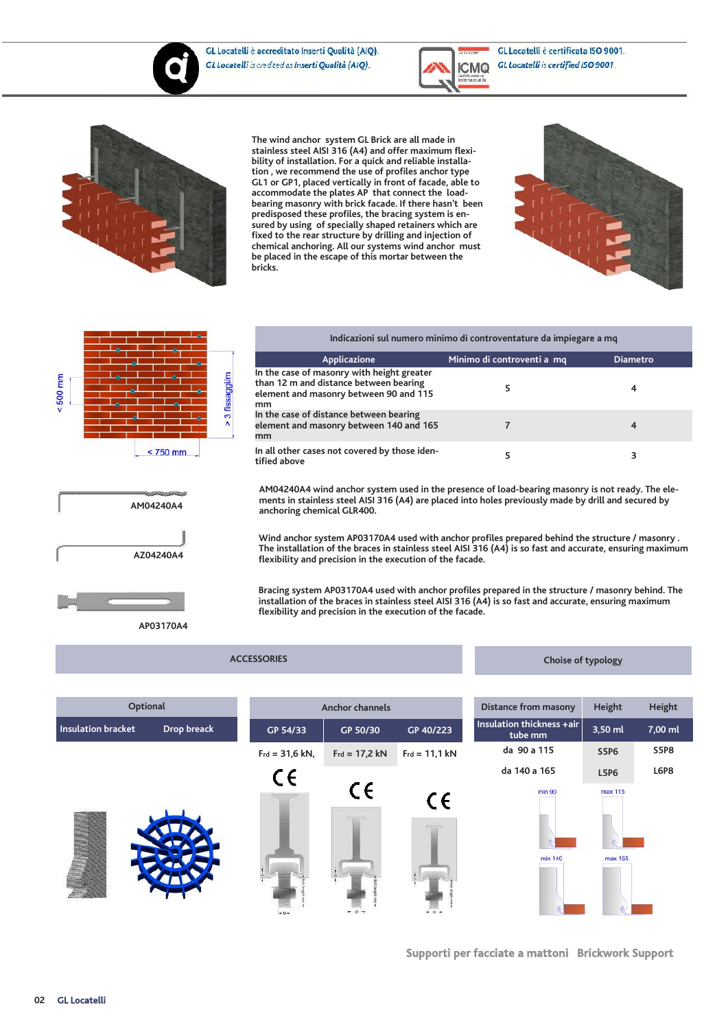GL Locatelli è accreditato Inserti Qualità (AIQ).
*GL Locatelli is credited as Inserti Qualità (AIQ).*

GL Locatelli è certificata ISO 9001.
*GL Locatelli is certified ISO 9001.*

The wind anchor system GL Brick are all made in stainless steel AISI 316 (A4) and offer maximum flexibility of installation. For a quick and reliable installation, we recommend the use of profiles anchor type GL1 or GP1, placed vertically in front of facade, able to accommodate the plates AP that connect the load-bearing masonry with brick facade. If there hasn't been predisposed these profiles, the bracing system is ensured by using of specially shaped retainers which are fixed to the rear structure by drilling and injection of chemical anchoring. All our systems wind anchor must be placed in the escape of this mortar between the bricks.

< 500 mm

> 3 fissaggi/m

< 750 mm

**Indicazioni sul numero minimo di controventature da impiegare a mq**

| Applicazione | Minimo di controventi a mq | Diametro |
|---|---|---|
| In the case of masonry with height greater than 12 m and distance between bearing element and masonry between 90 and 115 mm | 5 | 4 |
| In the case of distance between bearing element and masonry between 140 and 165 mm | 7 | 4 |
| In all other cases not covered by those identified above | 5 | 3 |

AM04240A4

AM04240A4 wind anchor system used in the presence of load-bearing masonry is not ready. The elements in stainless steel AISI 316 (A4) are placed into holes previously made by drill and secured by anchoring chemical GLR400.

AZ04240A4

Wind anchor system AP03170A4 used with anchor profiles prepared behind the structure / masonry . The installation of the braces in stainless steel AISI 316 (A4) is so fast and accurate, ensuring maximum flexibility and precision in the execution of the facade.

AP03170A4

Bracing system AP03170A4 used with anchor profiles prepared in the structure / masonry behind. The installation of the braces in stainless steel AISI 316 (A4) is so fast and accurate, ensuring maximum flexibility and precision in the execution of the facade.

## ACCESSORIES

| Optional | |
|---|---|
| Insulation bracket | Drop breack |

| Anchor channels | | |
|---|---|---|
| GP 54/33 | GP 50/30 | GP 40/223 |
| $F_{rd}$ = 31,6 kN, | $F_{rd}$ = 17,2 kN | $F_{rd}$ = 11,1 kN |

CE CE CE

## Choise of typology

| Distance from masony | Height | Height |
|---|---|---|
| Insulation thickness +air tube mm | 3,50 ml | 7,00 ml |
| da 90 a 115 | S5P6 | S5P8 |
| da 140 a 165 | L5P6 | L6P8 |

min 90 — max 115 — min 140 — max 165

Supporti per facciate a mattoni Brickwork Support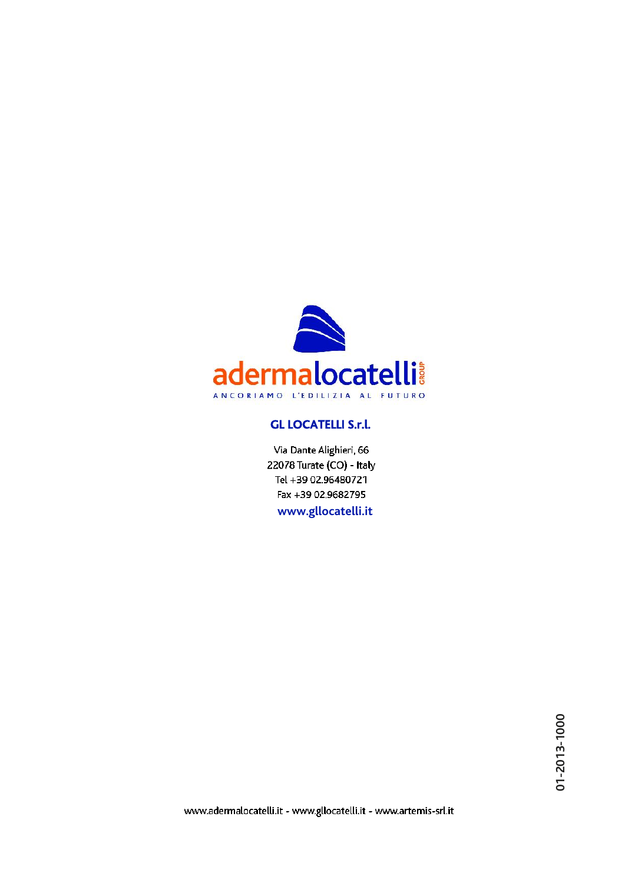adermalocatelli GROUP

ANCORIAMO L'EDILIZIA AL FUTURO

**GL LOCATELLI S.r.l.**

Via Dante Alighieri, 66
22078 Turate (CO) - Italy
Tel +39 02.96480721
Fax +39 02.9682795
**www.gllocatelli.it**

01-2013-1000

www.adermalocatelli.it - www.gllocatelli.it - www.artemis-srl.it